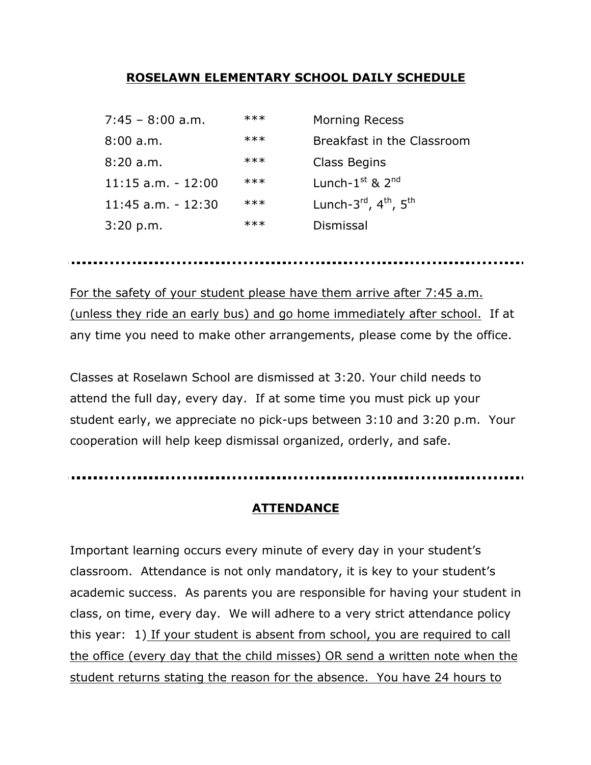## ROSELAWN ELEMENTARY SCHOOL DAILY SCHEDULE

| | | |
|---|---|---|
| 7:45 – 8:00 a.m. | *** | Morning Recess |
| 8:00 a.m. | *** | Breakfast in the Classroom |
| 8:20 a.m. | *** | Class Begins |
| 11:15 a.m. - 12:00 | *** | Lunch-1st & 2nd |
| 11:45 a.m. - 12:30 | *** | Lunch-3rd, 4th, 5th |
| 3:20 p.m. | *** | Dismissal |

---

For the safety of your student please have them arrive after 7:45 a.m. (unless they ride an early bus) and go home immediately after school. If at any time you need to make other arrangements, please come by the office.

Classes at Roselawn School are dismissed at 3:20. Your child needs to attend the full day, every day. If at some time you must pick up your student early, we appreciate no pick-ups between 3:10 and 3:20 p.m. Your cooperation will help keep dismissal organized, orderly, and safe.

---

## ATTENDANCE

Important learning occurs every minute of every day in your student's classroom. Attendance is not only mandatory, it is key to your student's academic success. As parents you are responsible for having your student in class, on time, every day. We will adhere to a very strict attendance policy this year: 1) If your student is absent from school, you are required to call the office (every day that the child misses) OR send a written note when the student returns stating the reason for the absence. You have 24 hours to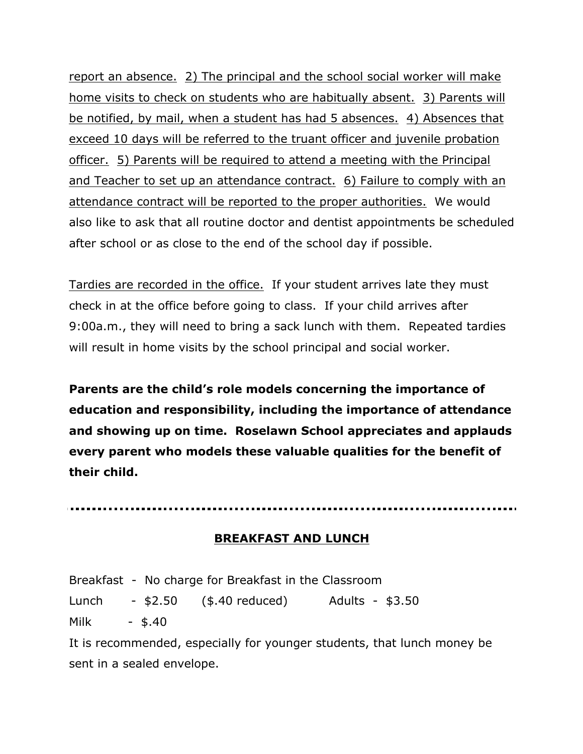report an absence. 2) The principal and the school social worker will make home visits to check on students who are habitually absent. 3) Parents will be notified, by mail, when a student has had 5 absences. 4) Absences that exceed 10 days will be referred to the truant officer and juvenile probation officer. 5) Parents will be required to attend a meeting with the Principal and Teacher to set up an attendance contract. 6) Failure to comply with an attendance contract will be reported to the proper authorities. We would also like to ask that all routine doctor and dentist appointments be scheduled after school or as close to the end of the school day if possible.

Tardies are recorded in the office. If your student arrives late they must check in at the office before going to class. If your child arrives after 9:00a.m., they will need to bring a sack lunch with them. Repeated tardies will result in home visits by the school principal and social worker.

**Parents are the child's role models concerning the importance of education and responsibility, including the importance of attendance and showing up on time. Roselawn School appreciates and applauds every parent who models these valuable qualities for the benefit of their child.**

---

## BREAKFAST AND LUNCH

Breakfast - No charge for Breakfast in the Classroom

Lunch - $2.50 ($.40 reduced) Adults - $3.50

Milk - $.40

It is recommended, especially for younger students, that lunch money be sent in a sealed envelope.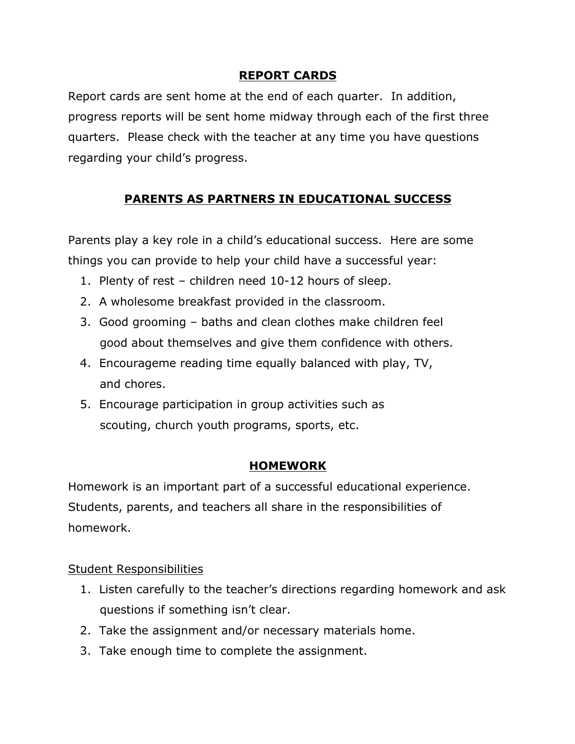## REPORT CARDS

Report cards are sent home at the end of each quarter. In addition, progress reports will be sent home midway through each of the first three quarters. Please check with the teacher at any time you have questions regarding your child's progress.

## PARENTS AS PARTNERS IN EDUCATIONAL SUCCESS

Parents play a key role in a child's educational success. Here are some things you can provide to help your child have a successful year:

1. Plenty of rest – children need 10-12 hours of sleep.
2. A wholesome breakfast provided in the classroom.
3. Good grooming – baths and clean clothes make children feel good about themselves and give them confidence with others.
4. Encourageme reading time equally balanced with play, TV, and chores.
5. Encourage participation in group activities such as scouting, church youth programs, sports, etc.

## HOMEWORK

Homework is an important part of a successful educational experience. Students, parents, and teachers all share in the responsibilities of homework.

### Student Responsibilities

1. Listen carefully to the teacher's directions regarding homework and ask questions if something isn't clear.
2. Take the assignment and/or necessary materials home.
3. Take enough time to complete the assignment.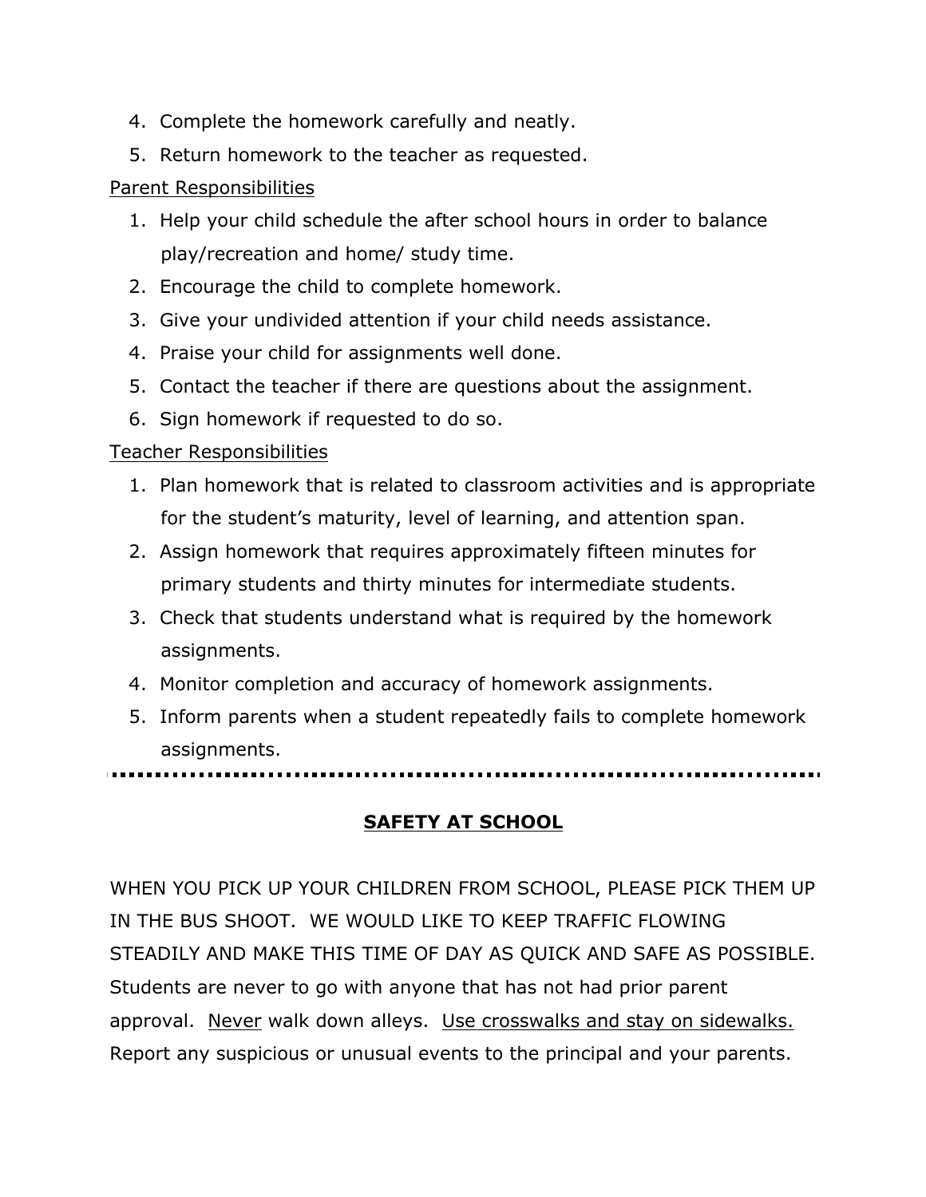4. Complete the homework carefully and neatly.
5. Return homework to the teacher as requested.

<u>Parent Responsibilities</u>

1. Help your child schedule the after school hours in order to balance play/recreation and home/ study time.
2. Encourage the child to complete homework.
3. Give your undivided attention if your child needs assistance.
4. Praise your child for assignments well done.
5. Contact the teacher if there are questions about the assignment.
6. Sign homework if requested to do so.

<u>Teacher Responsibilities</u>

1. Plan homework that is related to classroom activities and is appropriate for the student's maturity, level of learning, and attention span.
2. Assign homework that requires approximately fifteen minutes for primary students and thirty minutes for intermediate students.
3. Check that students understand what is required by the homework assignments.
4. Monitor completion and accuracy of homework assignments.
5. Inform parents when a student repeatedly fails to complete homework assignments.

---

## <u>SAFETY AT SCHOOL</u>

WHEN YOU PICK UP YOUR CHILDREN FROM SCHOOL, PLEASE PICK THEM UP IN THE BUS SHOOT. WE WOULD LIKE TO KEEP TRAFFIC FLOWING STEADILY AND MAKE THIS TIME OF DAY AS QUICK AND SAFE AS POSSIBLE. Students are never to go with anyone that has not had prior parent approval. <u>Never</u> walk down alleys. <u>Use crosswalks and stay on sidewalks.</u> Report any suspicious or unusual events to the principal and your parents.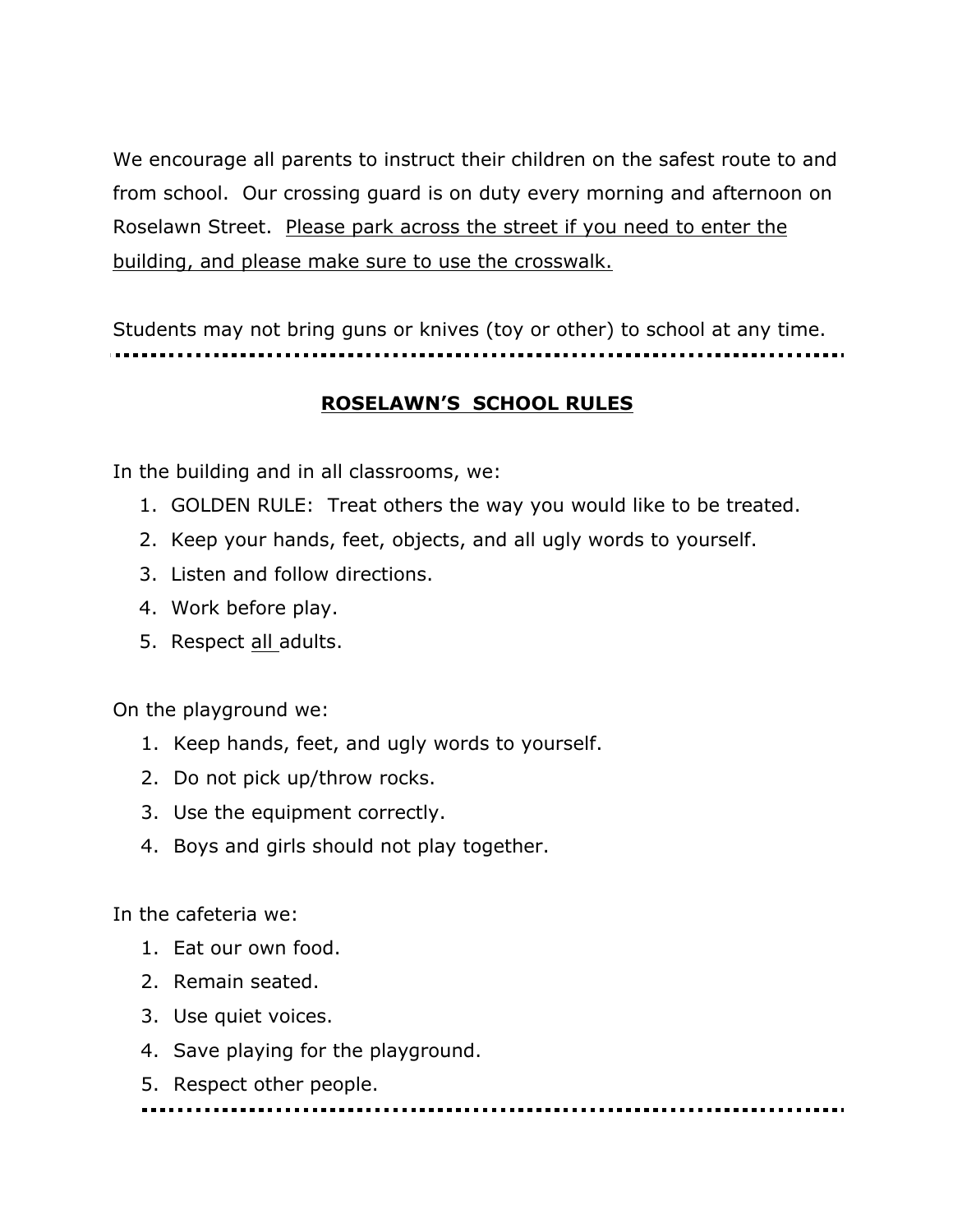We encourage all parents to instruct their children on the safest route to and from school. Our crossing guard is on duty every morning and afternoon on Roselawn Street. <u>Please park across the street if you need to enter the building, and please make sure to use the crosswalk.</u>

Students may not bring guns or knives (toy or other) to school at any time.

---

## <u>**ROSELAWN'S SCHOOL RULES**</u>

In the building and in all classrooms, we:

1. GOLDEN RULE: Treat others the way you would like to be treated.
2. Keep your hands, feet, objects, and all ugly words to yourself.
3. Listen and follow directions.
4. Work before play.
5. Respect <u>all</u> adults.

On the playground we:

1. Keep hands, feet, and ugly words to yourself.
2. Do not pick up/throw rocks.
3. Use the equipment correctly.
4. Boys and girls should not play together.

In the cafeteria we:

1. Eat our own food.
2. Remain seated.
3. Use quiet voices.
4. Save playing for the playground.
5. Respect other people.

---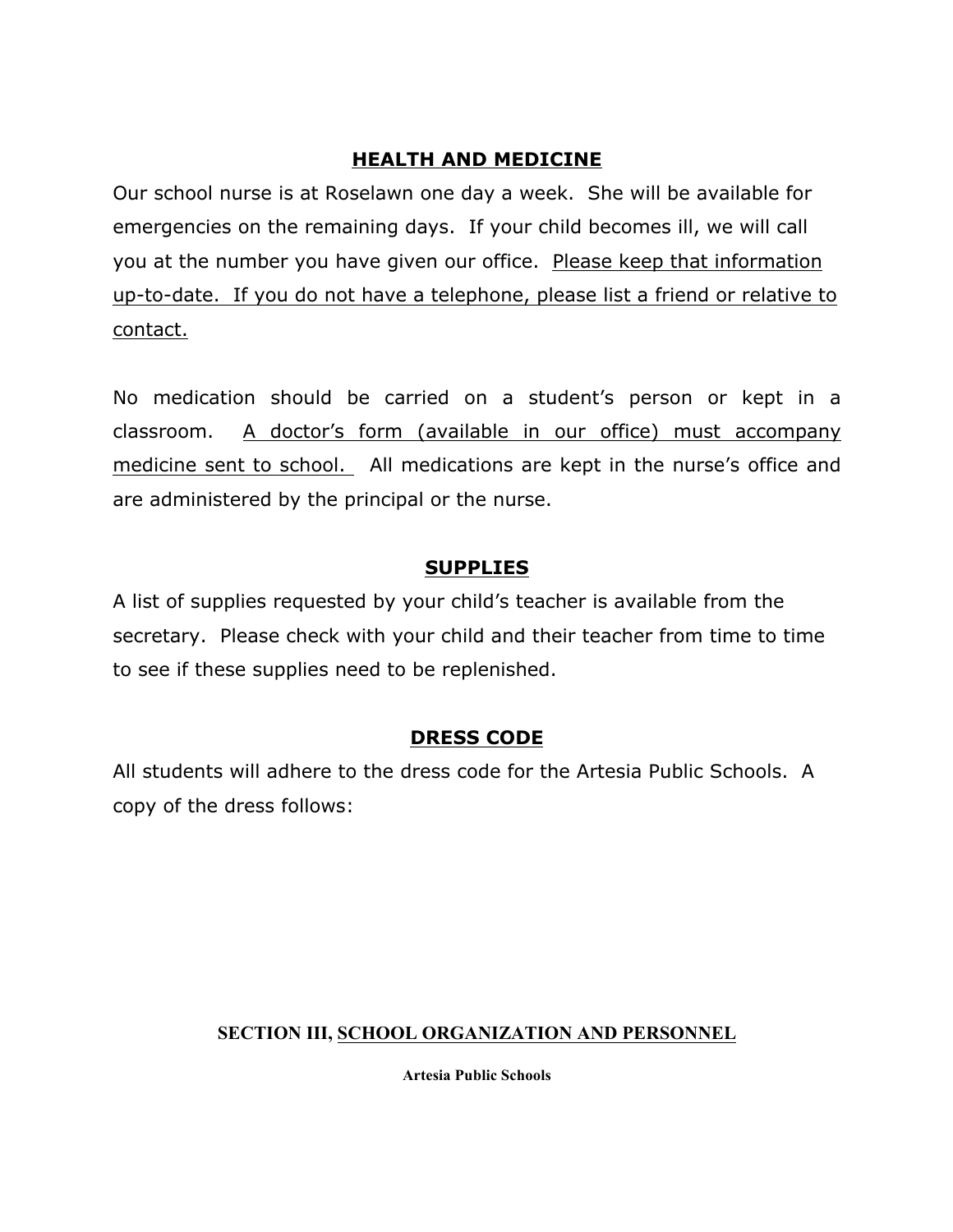## HEALTH AND MEDICINE

Our school nurse is at Roselawn one day a week. She will be available for emergencies on the remaining days. If your child becomes ill, we will call you at the number you have given our office. Please keep that information up-to-date. If you do not have a telephone, please list a friend or relative to contact.

No medication should be carried on a student's person or kept in a classroom. A doctor's form (available in our office) must accompany medicine sent to school. All medications are kept in the nurse's office and are administered by the principal or the nurse.

## SUPPLIES

A list of supplies requested by your child's teacher is available from the secretary. Please check with your child and their teacher from time to time to see if these supplies need to be replenished.

## DRESS CODE

All students will adhere to the dress code for the Artesia Public Schools. A copy of the dress follows:

**SECTION III, SCHOOL ORGANIZATION AND PERSONNEL**

**Artesia Public Schools**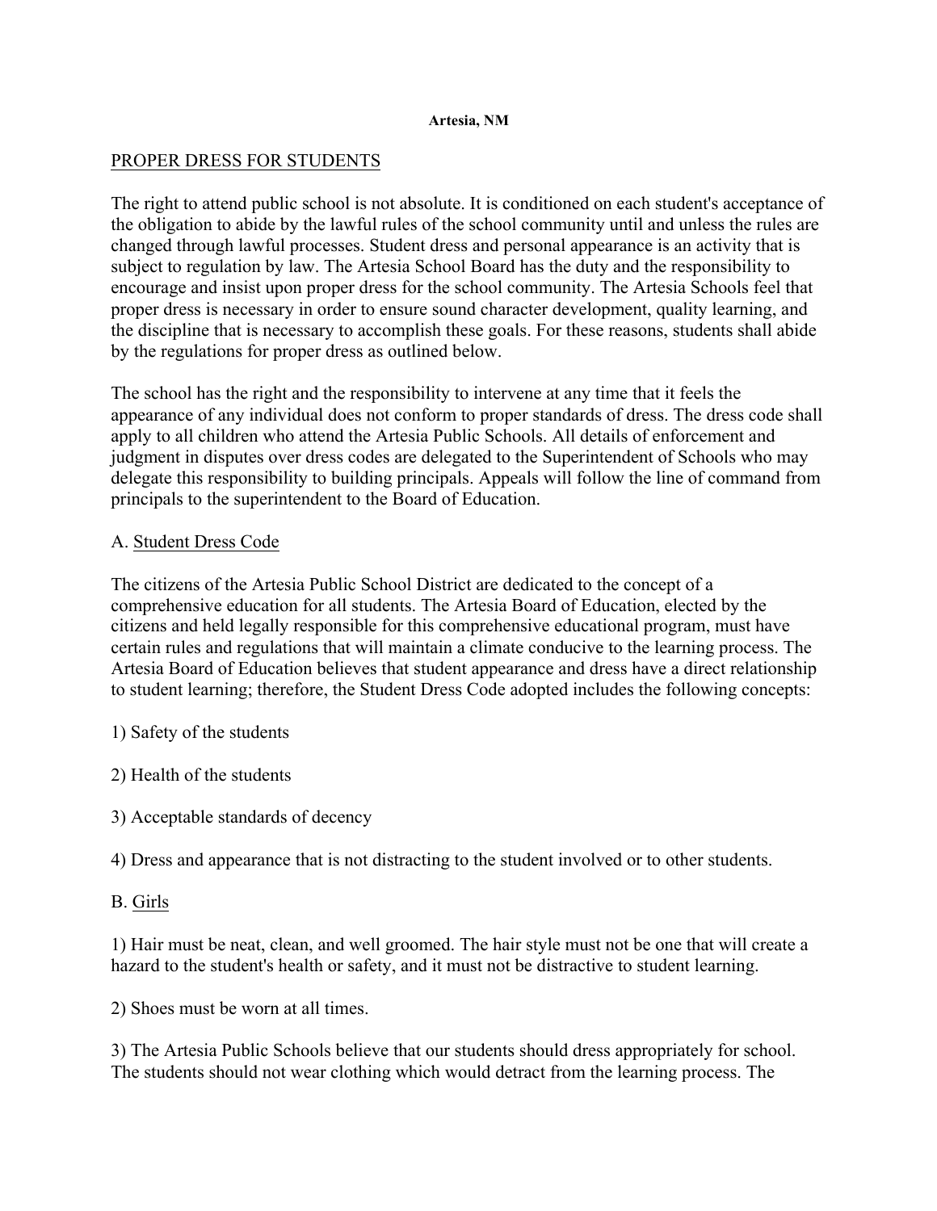**Artesia, NM**

PROPER DRESS FOR STUDENTS

The right to attend public school is not absolute. It is conditioned on each student's acceptance of the obligation to abide by the lawful rules of the school community until and unless the rules are changed through lawful processes. Student dress and personal appearance is an activity that is subject to regulation by law. The Artesia School Board has the duty and the responsibility to encourage and insist upon proper dress for the school community. The Artesia Schools feel that proper dress is necessary in order to ensure sound character development, quality learning, and the discipline that is necessary to accomplish these goals. For these reasons, students shall abide by the regulations for proper dress as outlined below.

The school has the right and the responsibility to intervene at any time that it feels the appearance of any individual does not conform to proper standards of dress. The dress code shall apply to all children who attend the Artesia Public Schools. All details of enforcement and judgment in disputes over dress codes are delegated to the Superintendent of Schools who may delegate this responsibility to building principals. Appeals will follow the line of command from principals to the superintendent to the Board of Education.

A. Student Dress Code

The citizens of the Artesia Public School District are dedicated to the concept of a comprehensive education for all students. The Artesia Board of Education, elected by the citizens and held legally responsible for this comprehensive educational program, must have certain rules and regulations that will maintain a climate conducive to the learning process. The Artesia Board of Education believes that student appearance and dress have a direct relationship to student learning; therefore, the Student Dress Code adopted includes the following concepts:

1) Safety of the students

2) Health of the students

3) Acceptable standards of decency

4) Dress and appearance that is not distracting to the student involved or to other students.

B. Girls

1) Hair must be neat, clean, and well groomed. The hair style must not be one that will create a hazard to the student's health or safety, and it must not be distractive to student learning.

2) Shoes must be worn at all times.

3) The Artesia Public Schools believe that our students should dress appropriately for school. The students should not wear clothing which would detract from the learning process. The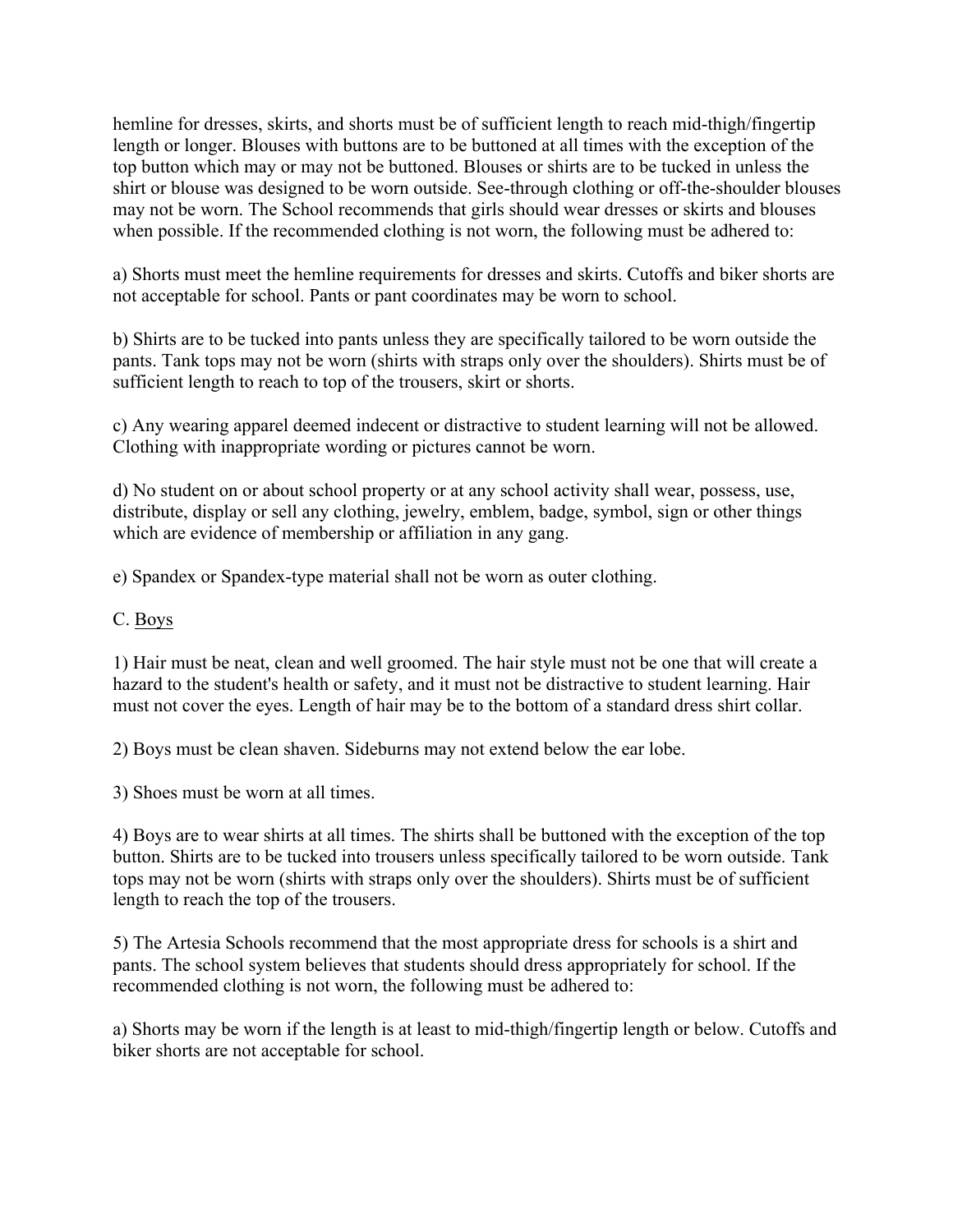hemline for dresses, skirts, and shorts must be of sufficient length to reach mid-thigh/fingertip length or longer. Blouses with buttons are to be buttoned at all times with the exception of the top button which may or may not be buttoned. Blouses or shirts are to be tucked in unless the shirt or blouse was designed to be worn outside. See-through clothing or off-the-shoulder blouses may not be worn. The School recommends that girls should wear dresses or skirts and blouses when possible. If the recommended clothing is not worn, the following must be adhered to:

a) Shorts must meet the hemline requirements for dresses and skirts. Cutoffs and biker shorts are not acceptable for school. Pants or pant coordinates may be worn to school.

b) Shirts are to be tucked into pants unless they are specifically tailored to be worn outside the pants. Tank tops may not be worn (shirts with straps only over the shoulders). Shirts must be of sufficient length to reach to top of the trousers, skirt or shorts.

c) Any wearing apparel deemed indecent or distractive to student learning will not be allowed. Clothing with inappropriate wording or pictures cannot be worn.

d) No student on or about school property or at any school activity shall wear, possess, use, distribute, display or sell any clothing, jewelry, emblem, badge, symbol, sign or other things which are evidence of membership or affiliation in any gang.

e) Spandex or Spandex-type material shall not be worn as outer clothing.

C. <u>Boys</u>

1) Hair must be neat, clean and well groomed. The hair style must not be one that will create a hazard to the student's health or safety, and it must not be distractive to student learning. Hair must not cover the eyes. Length of hair may be to the bottom of a standard dress shirt collar.

2) Boys must be clean shaven. Sideburns may not extend below the ear lobe.

3) Shoes must be worn at all times.

4) Boys are to wear shirts at all times. The shirts shall be buttoned with the exception of the top button. Shirts are to be tucked into trousers unless specifically tailored to be worn outside. Tank tops may not be worn (shirts with straps only over the shoulders). Shirts must be of sufficient length to reach the top of the trousers.

5) The Artesia Schools recommend that the most appropriate dress for schools is a shirt and pants. The school system believes that students should dress appropriately for school. If the recommended clothing is not worn, the following must be adhered to:

a) Shorts may be worn if the length is at least to mid-thigh/fingertip length or below. Cutoffs and biker shorts are not acceptable for school.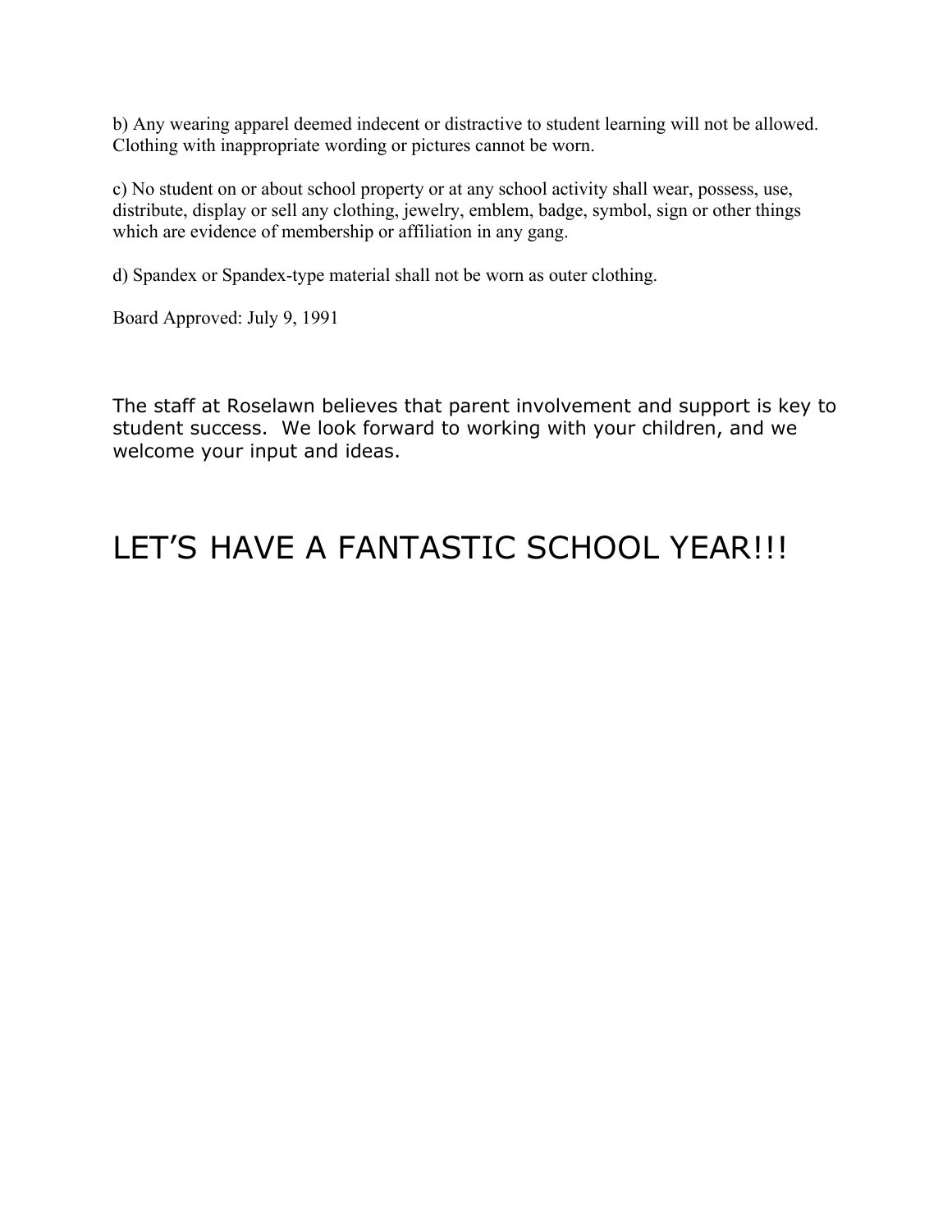b) Any wearing apparel deemed indecent or distractive to student learning will not be allowed. Clothing with inappropriate wording or pictures cannot be worn.

c) No student on or about school property or at any school activity shall wear, possess, use, distribute, display or sell any clothing, jewelry, emblem, badge, symbol, sign or other things which are evidence of membership or affiliation in any gang.

d) Spandex or Spandex-type material shall not be worn as outer clothing.

Board Approved: July 9, 1991

The staff at Roselawn believes that parent involvement and support is key to student success. We look forward to working with your children, and we welcome your input and ideas.

# LET'S HAVE A FANTASTIC SCHOOL YEAR!!!